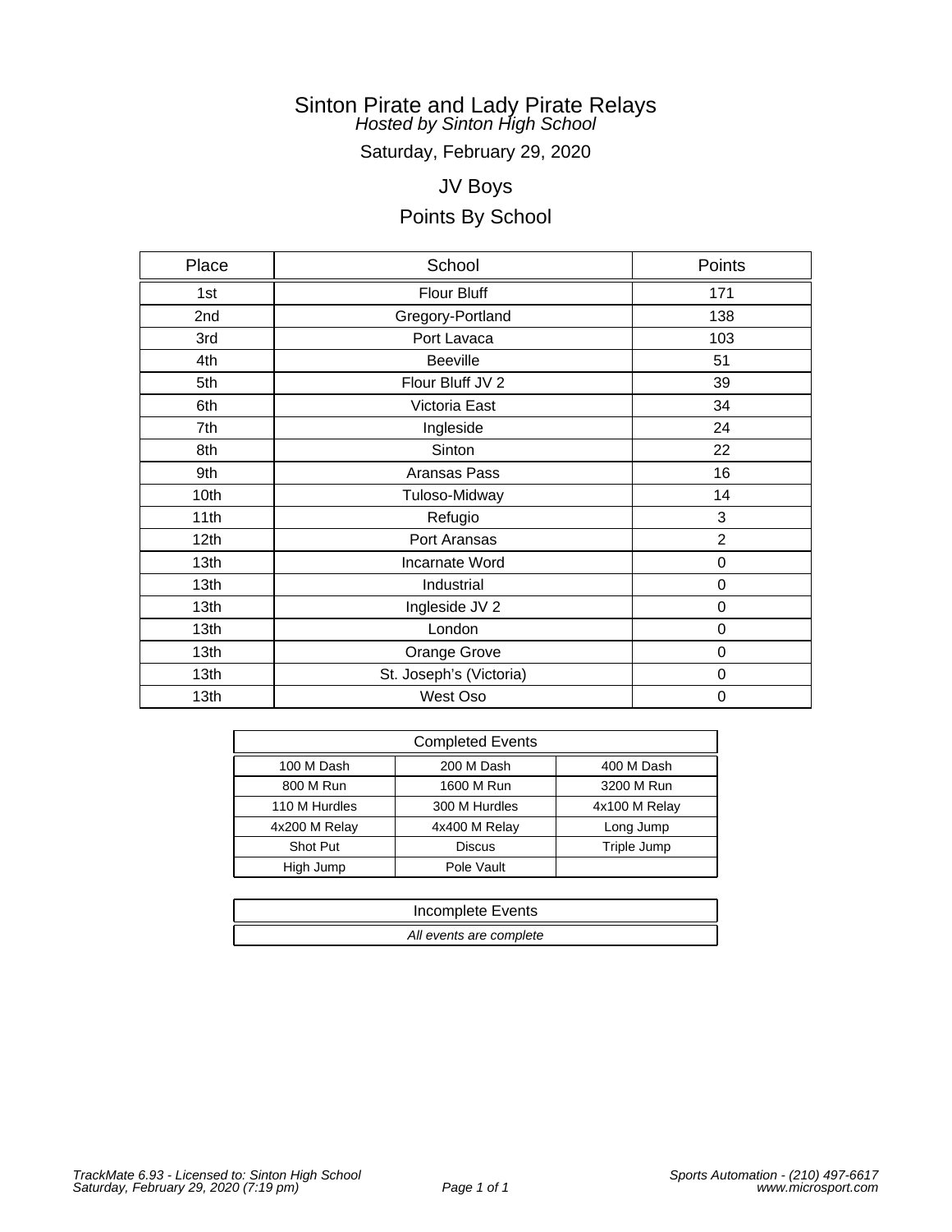# Sinton Pirate and Lady Pirate Relays

*Hosted by Sinton High School*

Saturday, February 29, 2020

## JV Boys

## Points By School

| Place | School | Points |
|---|---|---|
| 1st | Flour Bluff | 171 |
| 2nd | Gregory-Portland | 138 |
| 3rd | Port Lavaca | 103 |
| 4th | Beeville | 51 |
| 5th | Flour Bluff JV 2 | 39 |
| 6th | Victoria East | 34 |
| 7th | Ingleside | 24 |
| 8th | Sinton | 22 |
| 9th | Aransas Pass | 16 |
| 10th | Tuloso-Midway | 14 |
| 11th | Refugio | 3 |
| 12th | Port Aransas | 2 |
| 13th | Incarnate Word | 0 |
| 13th | Industrial | 0 |
| 13th | Ingleside JV 2 | 0 |
| 13th | London | 0 |
| 13th | Orange Grove | 0 |
| 13th | St. Joseph's (Victoria) | 0 |
| 13th | West Oso | 0 |

| Completed Events | | |
|---|---|---|
| 100 M Dash | 200 M Dash | 400 M Dash |
| 800 M Run | 1600 M Run | 3200 M Run |
| 110 M Hurdles | 300 M Hurdles | 4x100 M Relay |
| 4x200 M Relay | 4x400 M Relay | Long Jump |
| Shot Put | Discus | Triple Jump |
| High Jump | Pole Vault | |

| Incomplete Events |
|---|
| *All events are complete* |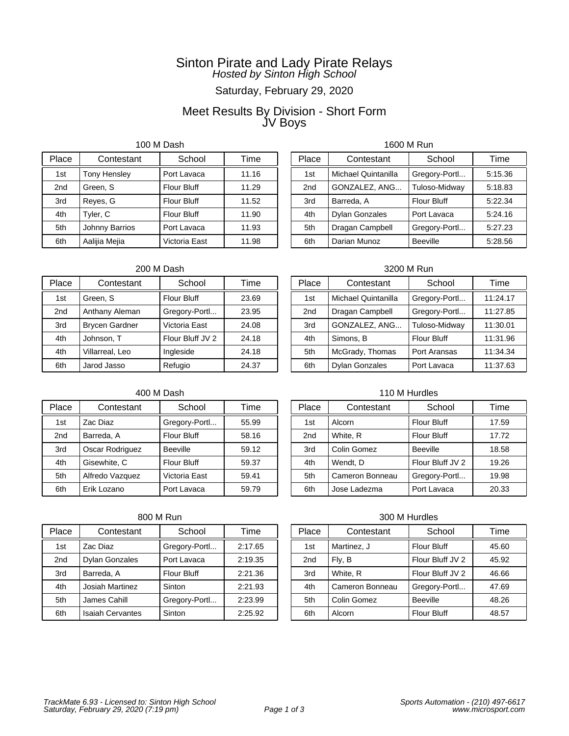# Sinton Pirate and Lady Pirate Relays

*Hosted by Sinton High School*

Saturday, February 29, 2020

## Meet Results By Division - Short Form
## JV Boys

### 100 M Dash

| Place | Contestant | School | Time |
|---|---|---|---|
| 1st | Tony Hensley | Port Lavaca | 11.16 |
| 2nd | Green, S | Flour Bluff | 11.29 |
| 3rd | Reyes, G | Flour Bluff | 11.52 |
| 4th | Tyler, C | Flour Bluff | 11.90 |
| 5th | Johnny Barrios | Port Lavaca | 11.93 |
| 6th | Aalijia Mejia | Victoria East | 11.98 |

### 200 M Dash

| Place | Contestant | School | Time |
|---|---|---|---|
| 1st | Green, S | Flour Bluff | 23.69 |
| 2nd | Anthany Aleman | Gregory-Portl... | 23.95 |
| 3rd | Brycen Gardner | Victoria East | 24.08 |
| 4th | Johnson, T | Flour Bluff JV 2 | 24.18 |
| 4th | Villarreal, Leo | Ingleside | 24.18 |
| 6th | Jarod Jasso | Refugio | 24.37 |

### 400 M Dash

| Place | Contestant | School | Time |
|---|---|---|---|
| 1st | Zac Diaz | Gregory-Portl... | 55.99 |
| 2nd | Barreda, A | Flour Bluff | 58.16 |
| 3rd | Oscar Rodriguez | Beeville | 59.12 |
| 4th | Gisewhite, C | Flour Bluff | 59.37 |
| 5th | Alfredo Vazquez | Victoria East | 59.41 |
| 6th | Erik Lozano | Port Lavaca | 59.79 |

### 800 M Run

| Place | Contestant | School | Time |
|---|---|---|---|
| 1st | Zac Diaz | Gregory-Portl... | 2:17.65 |
| 2nd | Dylan Gonzales | Port Lavaca | 2:19.35 |
| 3rd | Barreda, A | Flour Bluff | 2:21.36 |
| 4th | Josiah Martinez | Sinton | 2:21.93 |
| 5th | James Cahill | Gregory-Portl... | 2:23.99 |
| 6th | Isaiah Cervantes | Sinton | 2:25.92 |

### 1600 M Run

| Place | Contestant | School | Time |
|---|---|---|---|
| 1st | Michael Quintanilla | Gregory-Portl... | 5:15.36 |
| 2nd | GONZALEZ, ANG... | Tuloso-Midway | 5:18.83 |
| 3rd | Barreda, A | Flour Bluff | 5:22.34 |
| 4th | Dylan Gonzales | Port Lavaca | 5:24.16 |
| 5th | Dragan Campbell | Gregory-Portl... | 5:27.23 |
| 6th | Darian Munoz | Beeville | 5:28.56 |

### 3200 M Run

| Place | Contestant | School | Time |
|---|---|---|---|
| 1st | Michael Quintanilla | Gregory-Portl... | 11:24.17 |
| 2nd | Dragan Campbell | Gregory-Portl... | 11:27.85 |
| 3rd | GONZALEZ, ANG... | Tuloso-Midway | 11:30.01 |
| 4th | Simons, B | Flour Bluff | 11:31.96 |
| 5th | McGrady, Thomas | Port Aransas | 11:34.34 |
| 6th | Dylan Gonzales | Port Lavaca | 11:37.63 |

### 110 M Hurdles

| Place | Contestant | School | Time |
|---|---|---|---|
| 1st | Alcorn | Flour Bluff | 17.59 |
| 2nd | White, R | Flour Bluff | 17.72 |
| 3rd | Colin Gomez | Beeville | 18.58 |
| 4th | Wendt, D | Flour Bluff JV 2 | 19.26 |
| 5th | Cameron Bonneau | Gregory-Portl... | 19.98 |
| 6th | Jose Ladezma | Port Lavaca | 20.33 |

### 300 M Hurdles

| Place | Contestant | School | Time |
|---|---|---|---|
| 1st | Martinez, J | Flour Bluff | 45.60 |
| 2nd | Fly, B | Flour Bluff JV 2 | 45.92 |
| 3rd | White, R | Flour Bluff JV 2 | 46.66 |
| 4th | Cameron Bonneau | Gregory-Portl... | 47.69 |
| 5th | Colin Gomez | Beeville | 48.26 |
| 6th | Alcorn | Flour Bluff | 48.57 |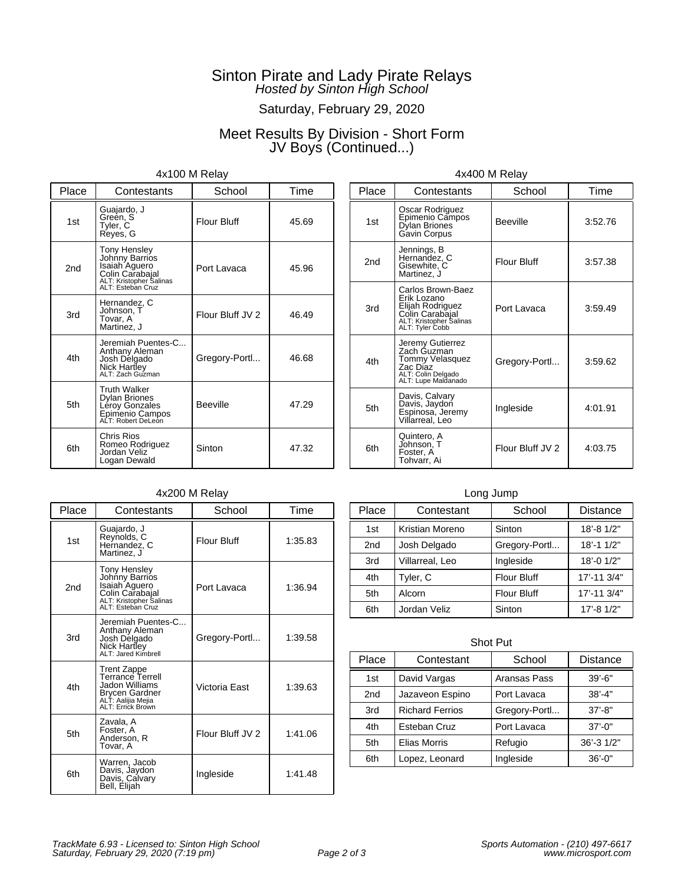# Sinton Pirate and Lady Pirate Relays

*Hosted by Sinton High School*

Saturday, February 29, 2020

## Meet Results By Division - Short Form

## JV Boys (Continued...)

### 4x100 M Relay

| Place | Contestants | School | Time |
|---|---|---|---|
| 1st | Guajardo, J<br>Green, S<br>Tyler, C<br>Reyes, G | Flour Bluff | 45.69 |
| 2nd | Tony Hensley<br>Johnny Barrios<br>Isaiah Aguero<br>Colin Carabajal<br>ALT: Kristopher Salinas<br>ALT: Esteban Cruz | Port Lavaca | 45.96 |
| 3rd | Hernandez, C<br>Johnson, T<br>Tovar, A<br>Martinez, J | Flour Bluff JV 2 | 46.49 |
| 4th | Jeremiah Puentes-C...<br>Anthany Aleman<br>Josh Delgado<br>Nick Hartley<br>ALT: Zach Guzman | Gregory-Portl... | 46.68 |
| 5th | Truth Walker<br>Dylan Briones<br>Leroy Gonzales<br>Epimenio Campos<br>ALT: Robert DeLeon | Beeville | 47.29 |
| 6th | Chris Rios<br>Romeo Rodriguez<br>Jordan Veliz<br>Logan Dewald | Sinton | 47.32 |

### 4x400 M Relay

| Place | Contestants | School | Time |
|---|---|---|---|
| 1st | Oscar Rodriguez<br>Epimenio Campos<br>Dylan Briones<br>Gavin Corpus | Beeville | 3:52.76 |
| 2nd | Jennings, B<br>Hernandez, C<br>Gisewhite, C<br>Martinez, J | Flour Bluff | 3:57.38 |
| 3rd | Carlos Brown-Baez<br>Erik Lozano<br>Elijah Rodriguez<br>Colin Carabajal<br>ALT: Kristopher Salinas<br>ALT: Tyler Cobb | Port Lavaca | 3:59.49 |
| 4th | Jeremy Gutierrez<br>Zach Guzman<br>Tommy Velasquez<br>Zac Diaz<br>ALT: Colin Delgado<br>ALT: Lupe Maldanado | Gregory-Portl... | 3:59.62 |
| 5th | Davis, Calvary<br>Davis, Jaydon<br>Espinosa, Jeremy<br>Villarreal, Leo | Ingleside | 4:01.91 |
| 6th | Quintero, A<br>Johnson, T<br>Foster, A<br>Tohvarr, Ai | Flour Bluff JV 2 | 4:03.75 |

### 4x200 M Relay

| Place | Contestants | School | Time |
|---|---|---|---|
| 1st | Guajardo, J<br>Reynolds, C<br>Hernandez, C<br>Martinez, J | Flour Bluff | 1:35.83 |
| 2nd | Tony Hensley<br>Johnny Barrios<br>Isaiah Aguero<br>Colin Carabajal<br>ALT: Kristopher Salinas<br>ALT: Esteban Cruz | Port Lavaca | 1:36.94 |
| 3rd | Jeremiah Puentes-C...<br>Anthany Aleman<br>Josh Delgado<br>Nick Hartley<br>ALT: Jared Kimbrell | Gregory-Portl... | 1:39.58 |
| 4th | Trent Zappe<br>Terrance Terrell<br>Jadon Williams<br>Brycen Gardner<br>ALT: Aalijia Mejia<br>ALT: Errick Brown | Victoria East | 1:39.63 |
| 5th | Zavala, A<br>Foster, A<br>Anderson, R<br>Tovar, A | Flour Bluff JV 2 | 1:41.06 |
| 6th | Warren, Jacob<br>Davis, Jaydon<br>Davis, Calvary<br>Bell, Elijah | Ingleside | 1:41.48 |

### Long Jump

| Place | Contestant | School | Distance |
|---|---|---|---|
| 1st | Kristian Moreno | Sinton | 18'-8 1/2" |
| 2nd | Josh Delgado | Gregory-Portl... | 18'-1 1/2" |
| 3rd | Villarreal, Leo | Ingleside | 18'-0 1/2" |
| 4th | Tyler, C | Flour Bluff | 17'-11 3/4" |
| 5th | Alcorn | Flour Bluff | 17'-11 3/4" |
| 6th | Jordan Veliz | Sinton | 17'-8 1/2" |

### Shot Put

| Place | Contestant | School | Distance |
|---|---|---|---|
| 1st | David Vargas | Aransas Pass | 39'-6" |
| 2nd | Jazaveon Espino | Port Lavaca | 38'-4" |
| 3rd | Richard Ferrios | Gregory-Portl... | 37'-8" |
| 4th | Esteban Cruz | Port Lavaca | 37'-0" |
| 5th | Elias Morris | Refugio | 36'-3 1/2" |
| 6th | Lopez, Leonard | Ingleside | 36'-0" |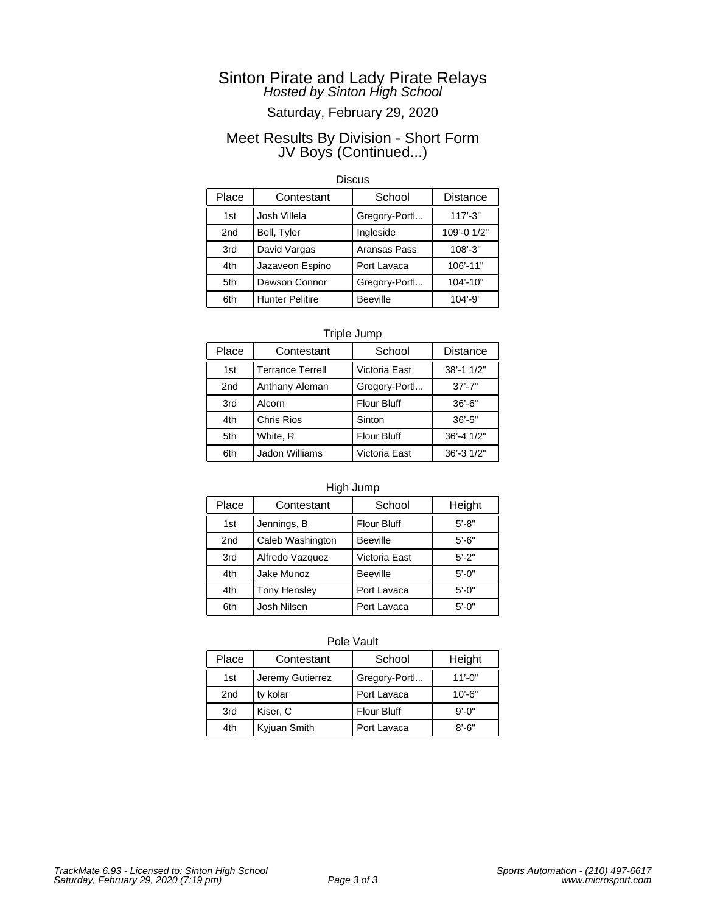# Sinton Pirate and Lady Pirate Relays

*Hosted by Sinton High School*

Saturday, February 29, 2020

## Meet Results By Division - Short Form
## JV Boys (Continued...)

### Discus

| Place | Contestant | School | Distance |
| --- | --- | --- | --- |
| 1st | Josh Villela | Gregory-Portl... | 117'-3" |
| 2nd | Bell, Tyler | Ingleside | 109'-0 1/2" |
| 3rd | David Vargas | Aransas Pass | 108'-3" |
| 4th | Jazaveon Espino | Port Lavaca | 106'-11" |
| 5th | Dawson Connor | Gregory-Portl... | 104'-10" |
| 6th | Hunter Pelitire | Beeville | 104'-9" |

### Triple Jump

| Place | Contestant | School | Distance |
| --- | --- | --- | --- |
| 1st | Terrance Terrell | Victoria East | 38'-1 1/2" |
| 2nd | Anthany Aleman | Gregory-Portl... | 37'-7" |
| 3rd | Alcorn | Flour Bluff | 36'-6" |
| 4th | Chris Rios | Sinton | 36'-5" |
| 5th | White, R | Flour Bluff | 36'-4 1/2" |
| 6th | Jadon Williams | Victoria East | 36'-3 1/2" |

### High Jump

| Place | Contestant | School | Height |
| --- | --- | --- | --- |
| 1st | Jennings, B | Flour Bluff | 5'-8" |
| 2nd | Caleb Washington | Beeville | 5'-6" |
| 3rd | Alfredo Vazquez | Victoria East | 5'-2" |
| 4th | Jake Munoz | Beeville | 5'-0" |
| 4th | Tony Hensley | Port Lavaca | 5'-0" |
| 6th | Josh Nilsen | Port Lavaca | 5'-0" |

### Pole Vault

| Place | Contestant | School | Height |
| --- | --- | --- | --- |
| 1st | Jeremy Gutierrez | Gregory-Portl... | 11'-0" |
| 2nd | ty kolar | Port Lavaca | 10'-6" |
| 3rd | Kiser, C | Flour Bluff | 9'-0" |
| 4th | Kyjuan Smith | Port Lavaca | 8'-6" |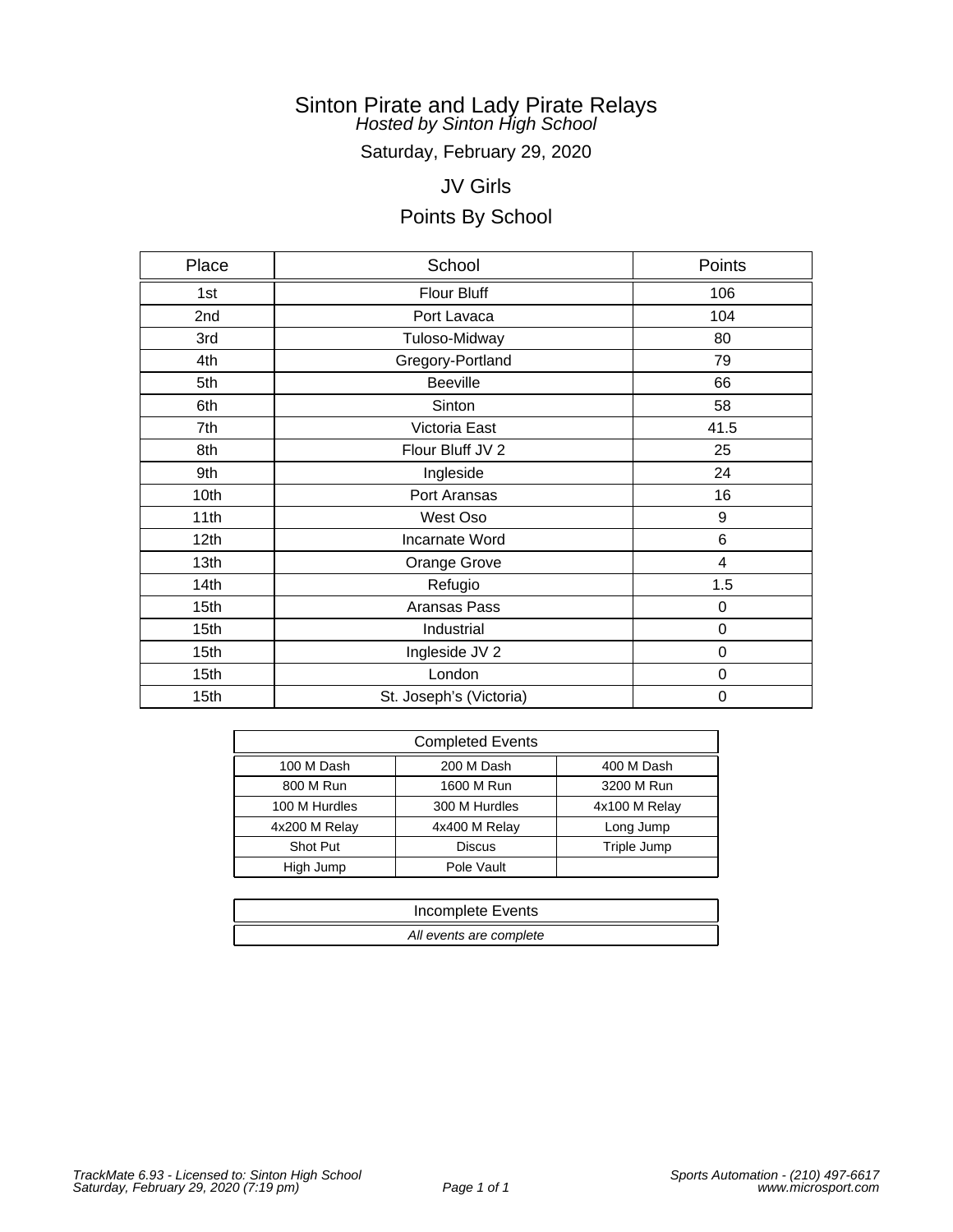# Sinton Pirate and Lady Pirate Relays

*Hosted by Sinton High School*

Saturday, February 29, 2020

## JV Girls

## Points By School

| Place | School | Points |
|---|---|---|
| 1st | Flour Bluff | 106 |
| 2nd | Port Lavaca | 104 |
| 3rd | Tuloso-Midway | 80 |
| 4th | Gregory-Portland | 79 |
| 5th | Beeville | 66 |
| 6th | Sinton | 58 |
| 7th | Victoria East | 41.5 |
| 8th | Flour Bluff JV 2 | 25 |
| 9th | Ingleside | 24 |
| 10th | Port Aransas | 16 |
| 11th | West Oso | 9 |
| 12th | Incarnate Word | 6 |
| 13th | Orange Grove | 4 |
| 14th | Refugio | 1.5 |
| 15th | Aransas Pass | 0 |
| 15th | Industrial | 0 |
| 15th | Ingleside JV 2 | 0 |
| 15th | London | 0 |
| 15th | St. Joseph's (Victoria) | 0 |

| Completed Events | | |
|---|---|---|
| 100 M Dash | 200 M Dash | 400 M Dash |
| 800 M Run | 1600 M Run | 3200 M Run |
| 100 M Hurdles | 300 M Hurdles | 4x100 M Relay |
| 4x200 M Relay | 4x400 M Relay | Long Jump |
| Shot Put | Discus | Triple Jump |
| High Jump | Pole Vault | |

| Incomplete Events |
|---|
| *All events are complete* |

*TrackMate 6.93 - Licensed to: Sinton High School*
*Saturday, February 29, 2020 (7:19 pm)*

*Sports Automation - (210) 497-6617*
*www.microsport.com*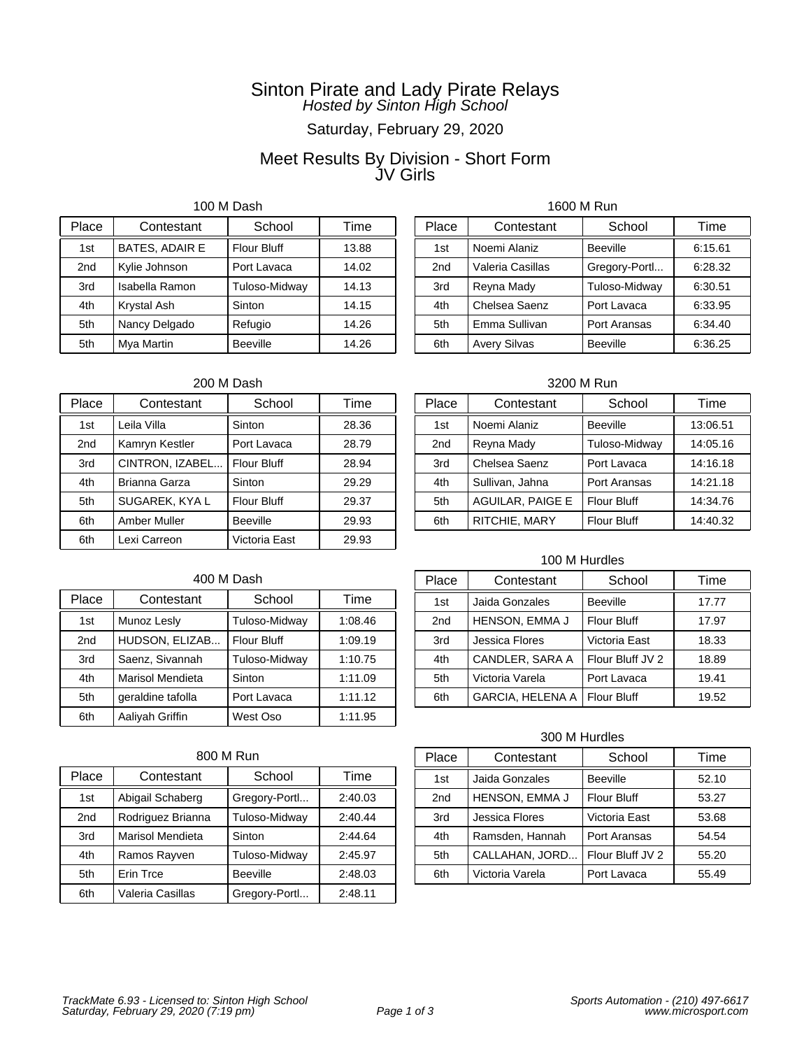# Sinton Pirate and Lady Pirate Relays

*Hosted by Sinton High School*

Saturday, February 29, 2020

## Meet Results By Division - Short Form

## JV Girls

### 100 M Dash

| Place | Contestant | School | Time |
|---|---|---|---|
| 1st | BATES, ADAIR E | Flour Bluff | 13.88 |
| 2nd | Kylie Johnson | Port Lavaca | 14.02 |
| 3rd | Isabella Ramon | Tuloso-Midway | 14.13 |
| 4th | Krystal Ash | Sinton | 14.15 |
| 5th | Nancy Delgado | Refugio | 14.26 |
| 5th | Mya Martin | Beeville | 14.26 |

### 200 M Dash

| Place | Contestant | School | Time |
|---|---|---|---|
| 1st | Leila Villa | Sinton | 28.36 |
| 2nd | Kamryn Kestler | Port Lavaca | 28.79 |
| 3rd | CINTRON, IZABEL... | Flour Bluff | 28.94 |
| 4th | Brianna Garza | Sinton | 29.29 |
| 5th | SUGAREK, KYA L | Flour Bluff | 29.37 |
| 6th | Amber Muller | Beeville | 29.93 |
| 6th | Lexi Carreon | Victoria East | 29.93 |

### 400 M Dash

| Place | Contestant | School | Time |
|---|---|---|---|
| 1st | Munoz Lesly | Tuloso-Midway | 1:08.46 |
| 2nd | HUDSON, ELIZAB... | Flour Bluff | 1:09.19 |
| 3rd | Saenz, Sivannah | Tuloso-Midway | 1:10.75 |
| 4th | Marisol Mendieta | Sinton | 1:11.09 |
| 5th | geraldine tafolla | Port Lavaca | 1:11.12 |
| 6th | Aaliyah Griffin | West Oso | 1:11.95 |

### 800 M Run

| Place | Contestant | School | Time |
|---|---|---|---|
| 1st | Abigail Schaberg | Gregory-Portl... | 2:40.03 |
| 2nd | Rodriguez Brianna | Tuloso-Midway | 2:40.44 |
| 3rd | Marisol Mendieta | Sinton | 2:44.64 |
| 4th | Ramos Rayven | Tuloso-Midway | 2:45.97 |
| 5th | Erin Trce | Beeville | 2:48.03 |
| 6th | Valeria Casillas | Gregory-Portl... | 2:48.11 |

### 1600 M Run

| Place | Contestant | School | Time |
|---|---|---|---|
| 1st | Noemi Alaniz | Beeville | 6:15.61 |
| 2nd | Valeria Casillas | Gregory-Portl... | 6:28.32 |
| 3rd | Reyna Mady | Tuloso-Midway | 6:30.51 |
| 4th | Chelsea Saenz | Port Lavaca | 6:33.95 |
| 5th | Emma Sullivan | Port Aransas | 6:34.40 |
| 6th | Avery Silvas | Beeville | 6:36.25 |

### 3200 M Run

| Place | Contestant | School | Time |
|---|---|---|---|
| 1st | Noemi Alaniz | Beeville | 13:06.51 |
| 2nd | Reyna Mady | Tuloso-Midway | 14:05.16 |
| 3rd | Chelsea Saenz | Port Lavaca | 14:16.18 |
| 4th | Sullivan, Jahna | Port Aransas | 14:21.18 |
| 5th | AGUILAR, PAIGE E | Flour Bluff | 14:34.76 |
| 6th | RITCHIE, MARY | Flour Bluff | 14:40.32 |

### 100 M Hurdles

| Place | Contestant | School | Time |
|---|---|---|---|
| 1st | Jaida Gonzales | Beeville | 17.77 |
| 2nd | HENSON, EMMA J | Flour Bluff | 17.97 |
| 3rd | Jessica Flores | Victoria East | 18.33 |
| 4th | CANDLER, SARA A | Flour Bluff JV 2 | 18.89 |
| 5th | Victoria Varela | Port Lavaca | 19.41 |
| 6th | GARCIA, HELENA A | Flour Bluff | 19.52 |

### 300 M Hurdles

| Place | Contestant | School | Time |
|---|---|---|---|
| 1st | Jaida Gonzales | Beeville | 52.10 |
| 2nd | HENSON, EMMA J | Flour Bluff | 53.27 |
| 3rd | Jessica Flores | Victoria East | 53.68 |
| 4th | Ramsden, Hannah | Port Aransas | 54.54 |
| 5th | CALLAHAN, JORD... | Flour Bluff JV 2 | 55.20 |
| 6th | Victoria Varela | Port Lavaca | 55.49 |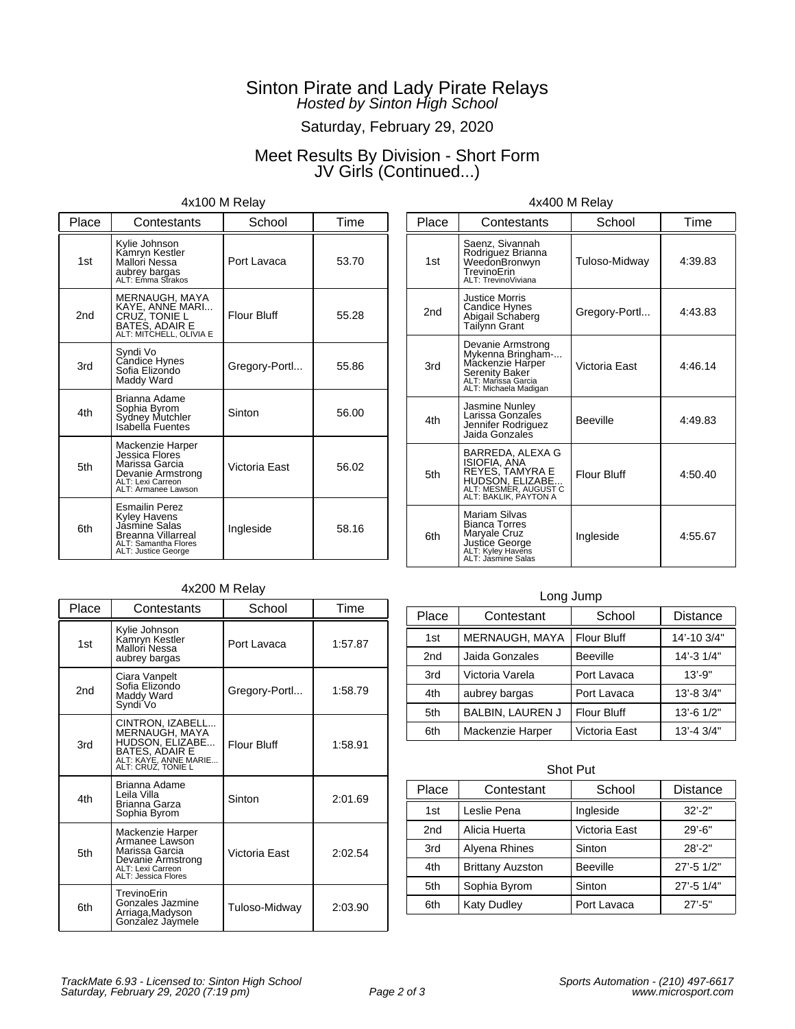# Sinton Pirate and Lady Pirate Relays

*Hosted by Sinton High School*

Saturday, February 29, 2020

## Meet Results By Division - Short Form

## JV Girls (Continued...)

### 4x100 M Relay

| Place | Contestants | School | Time |
|---|---|---|---|
| 1st | Kylie Johnson<br>Kamryn Kestler<br>Mallori Nessa<br>aubrey bargas<br>ALT: Emma Strakos | Port Lavaca | 53.70 |
| 2nd | MERNAUGH, MAYA<br>KAYE, ANNE MARI...<br>CRUZ, TONIE L<br>BATES, ADAIR E<br>ALT: MITCHELL, OLIVIA E | Flour Bluff | 55.28 |
| 3rd | Syndi Vo<br>Candice Hynes<br>Sofia Elizondo<br>Maddy Ward | Gregory-Portl... | 55.86 |
| 4th | Brianna Adame<br>Sophia Byrom<br>Sydney Mutchler<br>Isabella Fuentes | Sinton | 56.00 |
| 5th | Mackenzie Harper<br>Jessica Flores<br>Marissa Garcia<br>Devanie Armstrong<br>ALT: Lexi Carreon<br>ALT: Armanee Lawson | Victoria East | 56.02 |
| 6th | Esmailin Perez<br>Kyley Havens<br>Jasmine Salas<br>Breanna Villarreal<br>ALT: Samantha Flores<br>ALT: Justice George | Ingleside | 58.16 |

### 4x400 M Relay

| Place | Contestants | School | Time |
|---|---|---|---|
| 1st | Saenz, Sivannah<br>Rodriguez Brianna<br>WeedonBronwyn<br>TrevinoErin<br>ALT: TrevinoViviana | Tuloso-Midway | 4:39.83 |
| 2nd | Justice Morris<br>Candice Hynes<br>Abigail Schaberg<br>Tailynn Grant | Gregory-Portl... | 4:43.83 |
| 3rd | Devanie Armstrong<br>Mykenna Bringham-...<br>Mackenzie Harper<br>Serenity Baker<br>ALT: Marissa Garcia<br>ALT: Michaela Madigan | Victoria East | 4:46.14 |
| 4th | Jasmine Nunley<br>Larissa Gonzales<br>Jennifer Rodriguez<br>Jaida Gonzales | Beeville | 4:49.83 |
| 5th | BARREDA, ALEXA G<br>ISIOFIA, ANA<br>REYES, TAMYRA E<br>HUDSON, ELIZABE...<br>ALT: MESMER, AUGUST C<br>ALT: BAKLIK, PAYTON A | Flour Bluff | 4:50.40 |
| 6th | Mariam Silvas<br>Bianca Torres<br>Maryale Cruz<br>Justice George<br>ALT: Kyley Havens<br>ALT: Jasmine Salas | Ingleside | 4:55.67 |

### 4x200 M Relay

| Place | Contestants | School | Time |
|---|---|---|---|
| 1st | Kylie Johnson<br>Kamryn Kestler<br>Mallori Nessa<br>aubrey bargas | Port Lavaca | 1:57.87 |
| 2nd | Ciara Vanpelt<br>Sofia Elizondo<br>Maddy Ward<br>Syndi Vo | Gregory-Portl... | 1:58.79 |
| 3rd | CINTRON, IZABELL...<br>MERNAUGH, MAYA<br>HUDSON, ELIZABE...<br>BATES, ADAIR E<br>ALT: KAYE, ANNE MARIE...<br>ALT: CRUZ, TONIE L | Flour Bluff | 1:58.91 |
| 4th | Brianna Adame<br>Leila Villa<br>Brianna Garza<br>Sophia Byrom | Sinton | 2:01.69 |
| 5th | Mackenzie Harper<br>Armanee Lawson<br>Marissa Garcia<br>Devanie Armstrong<br>ALT: Lexi Carreon<br>ALT: Jessica Flores | Victoria East | 2:02.54 |
| 6th | TrevinoErin<br>Gonzales Jazmine<br>Arriaga,Madyson<br>Gonzalez Jaymele | Tuloso-Midway | 2:03.90 |

### Long Jump

| Place | Contestant | School | Distance |
|---|---|---|---|
| 1st | MERNAUGH, MAYA | Flour Bluff | 14'-10 3/4" |
| 2nd | Jaida Gonzales | Beeville | 14'-3 1/4" |
| 3rd | Victoria Varela | Port Lavaca | 13'-9" |
| 4th | aubrey bargas | Port Lavaca | 13'-8 3/4" |
| 5th | BALBIN, LAUREN J | Flour Bluff | 13'-6 1/2" |
| 6th | Mackenzie Harper | Victoria East | 13'-4 3/4" |

### Shot Put

| Place | Contestant | School | Distance |
|---|---|---|---|
| 1st | Leslie Pena | Ingleside | 32'-2" |
| 2nd | Alicia Huerta | Victoria East | 29'-6" |
| 3rd | Alyena Rhines | Sinton | 28'-2" |
| 4th | Brittany Auzston | Beeville | 27'-5 1/2" |
| 5th | Sophia Byrom | Sinton | 27'-5 1/4" |
| 6th | Katy Dudley | Port Lavaca | 27'-5" |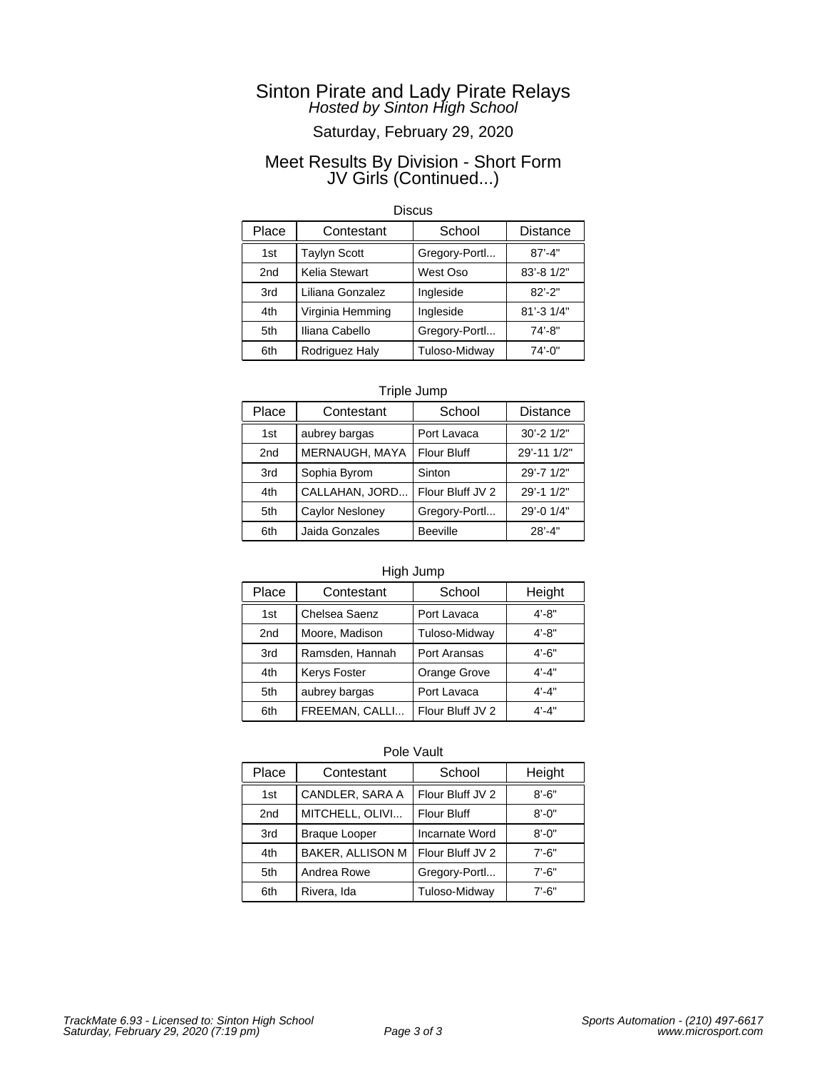# Sinton Pirate and Lady Pirate Relays

*Hosted by Sinton High School*

Saturday, February 29, 2020

## Meet Results By Division - Short Form
## JV Girls (Continued...)

### Discus

| Place | Contestant | School | Distance |
|---|---|---|---|
| 1st | Taylyn Scott | Gregory-Portl... | 87'-4" |
| 2nd | Kelia Stewart | West Oso | 83'-8 1/2" |
| 3rd | Liliana Gonzalez | Ingleside | 82'-2" |
| 4th | Virginia Hemming | Ingleside | 81'-3 1/4" |
| 5th | Iliana Cabello | Gregory-Portl... | 74'-8" |
| 6th | Rodriguez Haly | Tuloso-Midway | 74'-0" |

### Triple Jump

| Place | Contestant | School | Distance |
|---|---|---|---|
| 1st | aubrey bargas | Port Lavaca | 30'-2 1/2" |
| 2nd | MERNAUGH, MAYA | Flour Bluff | 29'-11 1/2" |
| 3rd | Sophia Byrom | Sinton | 29'-7 1/2" |
| 4th | CALLAHAN, JORD... | Flour Bluff JV 2 | 29'-1 1/2" |
| 5th | Caylor Nesloney | Gregory-Portl... | 29'-0 1/4" |
| 6th | Jaida Gonzales | Beeville | 28'-4" |

### High Jump

| Place | Contestant | School | Height |
|---|---|---|---|
| 1st | Chelsea Saenz | Port Lavaca | 4'-8" |
| 2nd | Moore, Madison | Tuloso-Midway | 4'-8" |
| 3rd | Ramsden, Hannah | Port Aransas | 4'-6" |
| 4th | Kerys Foster | Orange Grove | 4'-4" |
| 5th | aubrey bargas | Port Lavaca | 4'-4" |
| 6th | FREEMAN, CALLI... | Flour Bluff JV 2 | 4'-4" |

### Pole Vault

| Place | Contestant | School | Height |
|---|---|---|---|
| 1st | CANDLER, SARA A | Flour Bluff JV 2 | 8'-6" |
| 2nd | MITCHELL, OLIVI... | Flour Bluff | 8'-0" |
| 3rd | Braque Looper | Incarnate Word | 8'-0" |
| 4th | BAKER, ALLISON M | Flour Bluff JV 2 | 7'-6" |
| 5th | Andrea Rowe | Gregory-Portl... | 7'-6" |
| 6th | Rivera, Ida | Tuloso-Midway | 7'-6" |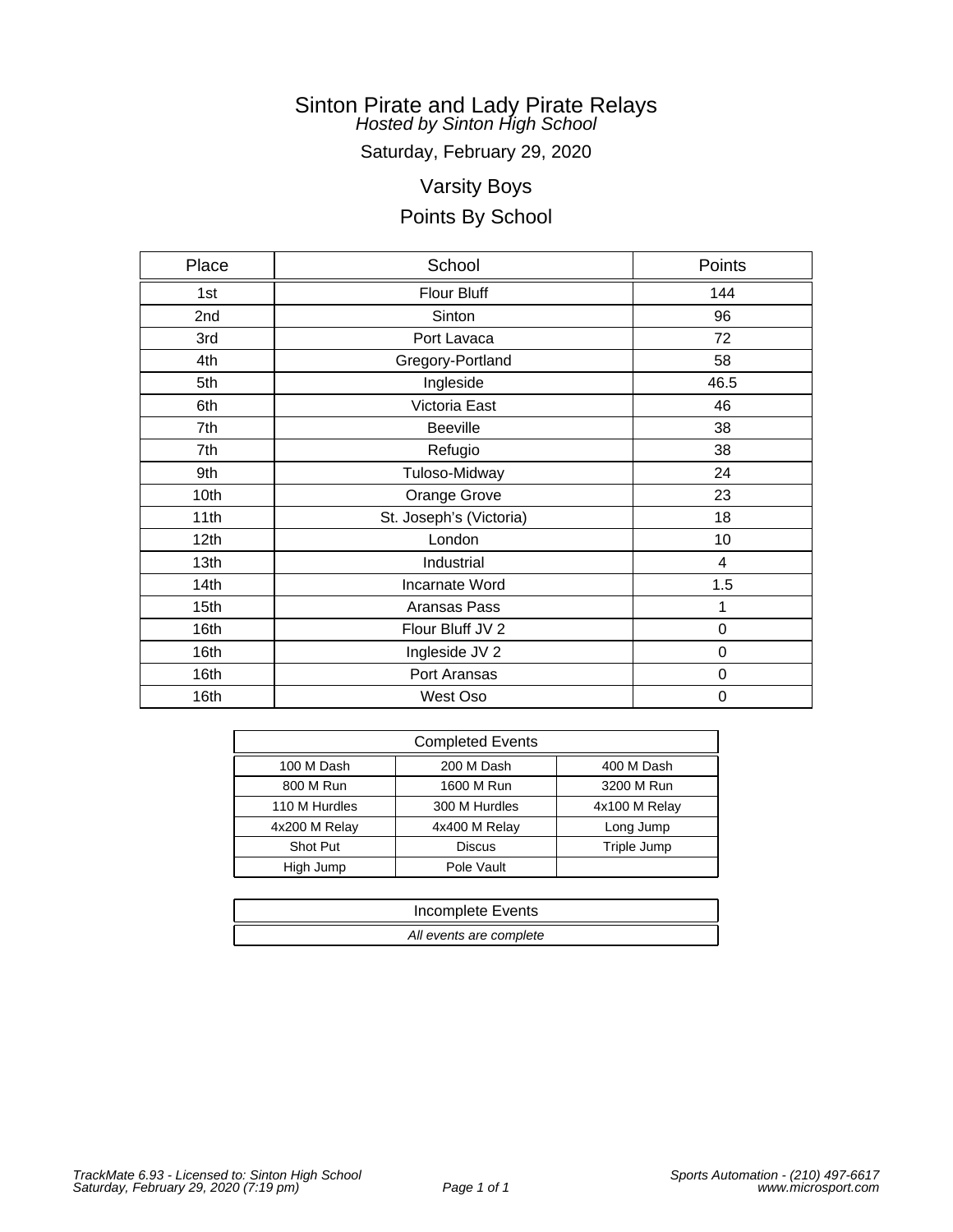# Sinton Pirate and Lady Pirate Relays

*Hosted by Sinton High School*

Saturday, February 29, 2020

## Varsity Boys

## Points By School

| Place | School | Points |
|---|---|---|
| 1st | Flour Bluff | 144 |
| 2nd | Sinton | 96 |
| 3rd | Port Lavaca | 72 |
| 4th | Gregory-Portland | 58 |
| 5th | Ingleside | 46.5 |
| 6th | Victoria East | 46 |
| 7th | Beeville | 38 |
| 7th | Refugio | 38 |
| 9th | Tuloso-Midway | 24 |
| 10th | Orange Grove | 23 |
| 11th | St. Joseph's (Victoria) | 18 |
| 12th | London | 10 |
| 13th | Industrial | 4 |
| 14th | Incarnate Word | 1.5 |
| 15th | Aransas Pass | 1 |
| 16th | Flour Bluff JV 2 | 0 |
| 16th | Ingleside JV 2 | 0 |
| 16th | Port Aransas | 0 |
| 16th | West Oso | 0 |

| Completed Events | | |
|---|---|---|
| 100 M Dash | 200 M Dash | 400 M Dash |
| 800 M Run | 1600 M Run | 3200 M Run |
| 110 M Hurdles | 300 M Hurdles | 4x100 M Relay |
| 4x200 M Relay | 4x400 M Relay | Long Jump |
| Shot Put | Discus | Triple Jump |
| High Jump | Pole Vault | |

| Incomplete Events |
|---|
| *All events are complete* |

*TrackMate 6.93 - Licensed to: Sinton High School*
*Saturday, February 29, 2020 (7:19 pm)*

*Sports Automation - (210) 497-6617*
*www.microsport.com*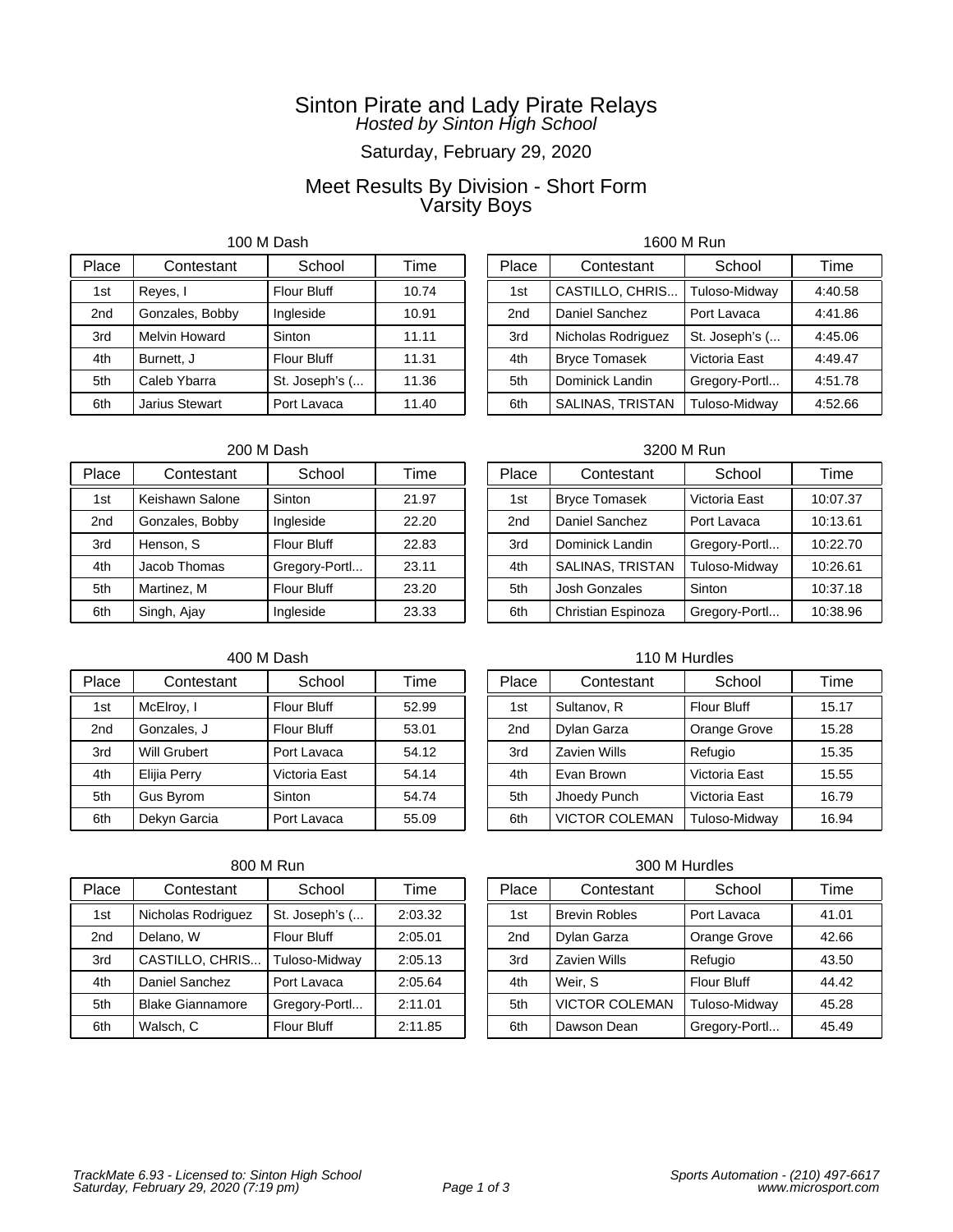# Sinton Pirate and Lady Pirate Relays

*Hosted by Sinton High School*

Saturday, February 29, 2020

## Meet Results By Division - Short Form
## Varsity Boys

### 100 M Dash

| Place | Contestant | School | Time |
|---|---|---|---|
| 1st | Reyes, I | Flour Bluff | 10.74 |
| 2nd | Gonzales, Bobby | Ingleside | 10.91 |
| 3rd | Melvin Howard | Sinton | 11.11 |
| 4th | Burnett, J | Flour Bluff | 11.31 |
| 5th | Caleb Ybarra | St. Joseph's (... | 11.36 |
| 6th | Jarius Stewart | Port Lavaca | 11.40 |

### 200 M Dash

| Place | Contestant | School | Time |
|---|---|---|---|
| 1st | Keishawn Salone | Sinton | 21.97 |
| 2nd | Gonzales, Bobby | Ingleside | 22.20 |
| 3rd | Henson, S | Flour Bluff | 22.83 |
| 4th | Jacob Thomas | Gregory-Portl... | 23.11 |
| 5th | Martinez, M | Flour Bluff | 23.20 |
| 6th | Singh, Ajay | Ingleside | 23.33 |

### 400 M Dash

| Place | Contestant | School | Time |
|---|---|---|---|
| 1st | McElroy, I | Flour Bluff | 52.99 |
| 2nd | Gonzales, J | Flour Bluff | 53.01 |
| 3rd | Will Grubert | Port Lavaca | 54.12 |
| 4th | Elijia Perry | Victoria East | 54.14 |
| 5th | Gus Byrom | Sinton | 54.74 |
| 6th | Dekyn Garcia | Port Lavaca | 55.09 |

### 800 M Run

| Place | Contestant | School | Time |
|---|---|---|---|
| 1st | Nicholas Rodriguez | St. Joseph's (... | 2:03.32 |
| 2nd | Delano, W | Flour Bluff | 2:05.01 |
| 3rd | CASTILLO, CHRIS... | Tuloso-Midway | 2:05.13 |
| 4th | Daniel Sanchez | Port Lavaca | 2:05.64 |
| 5th | Blake Giannamore | Gregory-Portl... | 2:11.01 |
| 6th | Walsch, C | Flour Bluff | 2:11.85 |

### 1600 M Run

| Place | Contestant | School | Time |
|---|---|---|---|
| 1st | CASTILLO, CHRIS... | Tuloso-Midway | 4:40.58 |
| 2nd | Daniel Sanchez | Port Lavaca | 4:41.86 |
| 3rd | Nicholas Rodriguez | St. Joseph's (... | 4:45.06 |
| 4th | Bryce Tomasek | Victoria East | 4:49.47 |
| 5th | Dominick Landin | Gregory-Portl... | 4:51.78 |
| 6th | SALINAS, TRISTAN | Tuloso-Midway | 4:52.66 |

### 3200 M Run

| Place | Contestant | School | Time |
|---|---|---|---|
| 1st | Bryce Tomasek | Victoria East | 10:07.37 |
| 2nd | Daniel Sanchez | Port Lavaca | 10:13.61 |
| 3rd | Dominick Landin | Gregory-Portl... | 10:22.70 |
| 4th | SALINAS, TRISTAN | Tuloso-Midway | 10:26.61 |
| 5th | Josh Gonzales | Sinton | 10:37.18 |
| 6th | Christian Espinoza | Gregory-Portl... | 10:38.96 |

### 110 M Hurdles

| Place | Contestant | School | Time |
|---|---|---|---|
| 1st | Sultanov, R | Flour Bluff | 15.17 |
| 2nd | Dylan Garza | Orange Grove | 15.28 |
| 3rd | Zavien Wills | Refugio | 15.35 |
| 4th | Evan Brown | Victoria East | 15.55 |
| 5th | Jhoedy Punch | Victoria East | 16.79 |
| 6th | VICTOR COLEMAN | Tuloso-Midway | 16.94 |

### 300 M Hurdles

| Place | Contestant | School | Time |
|---|---|---|---|
| 1st | Brevin Robles | Port Lavaca | 41.01 |
| 2nd | Dylan Garza | Orange Grove | 42.66 |
| 3rd | Zavien Wills | Refugio | 43.50 |
| 4th | Weir, S | Flour Bluff | 44.42 |
| 5th | VICTOR COLEMAN | Tuloso-Midway | 45.28 |
| 6th | Dawson Dean | Gregory-Portl... | 45.49 |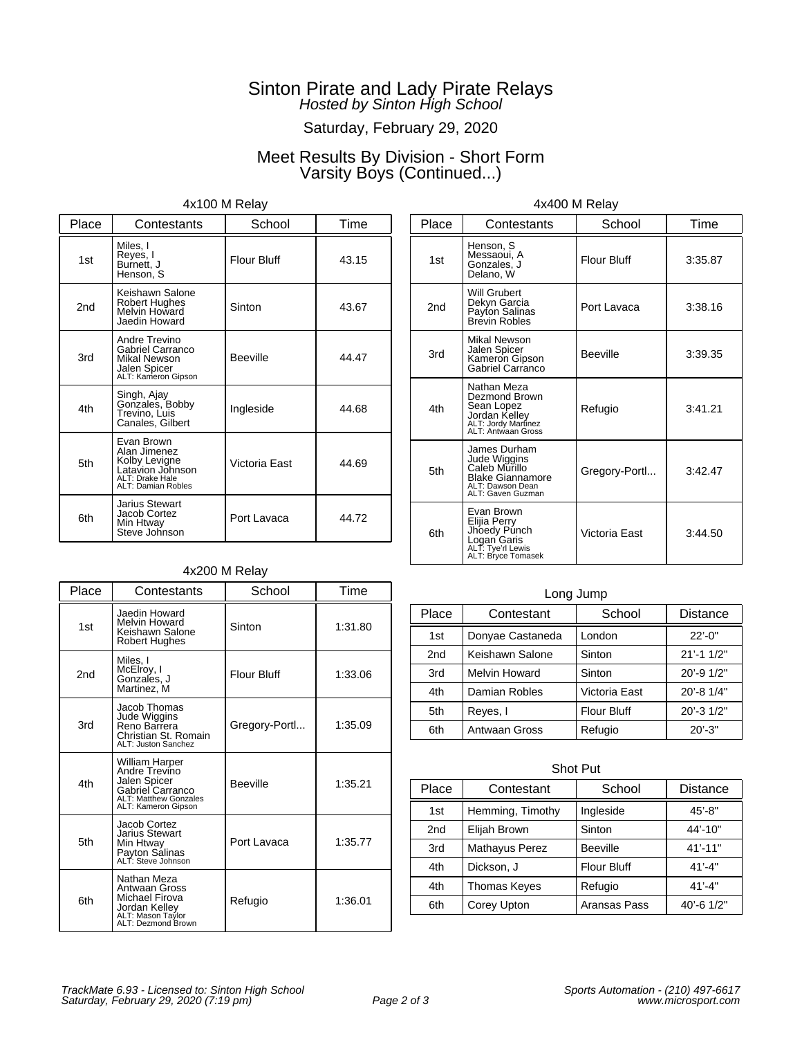# Sinton Pirate and Lady Pirate Relays

*Hosted by Sinton High School*

Saturday, February 29, 2020

## Meet Results By Division - Short Form
## Varsity Boys (Continued...)

### 4x100 M Relay

| Place | Contestants | School | Time |
|---|---|---|---|
| 1st | Miles, I<br>Reyes, I<br>Burnett, J<br>Henson, S | Flour Bluff | 43.15 |
| 2nd | Keishawn Salone<br>Robert Hughes<br>Melvin Howard<br>Jaedin Howard | Sinton | 43.67 |
| 3rd | Andre Trevino<br>Gabriel Carranco<br>Mikal Newson<br>Jalen Spicer<br>ALT: Kameron Gipson | Beeville | 44.47 |
| 4th | Singh, Ajay<br>Gonzales, Bobby<br>Trevino, Luis<br>Canales, Gilbert | Ingleside | 44.68 |
| 5th | Evan Brown<br>Alan Jimenez<br>Kolby Levigne<br>Latavion Johnson<br>ALT: Drake Hale<br>ALT: Damian Robles | Victoria East | 44.69 |
| 6th | Jarius Stewart<br>Jacob Cortez<br>Min Htway<br>Steve Johnson | Port Lavaca | 44.72 |

### 4x200 M Relay

| Place | Contestants | School | Time |
|---|---|---|---|
| 1st | Jaedin Howard<br>Melvin Howard<br>Keishawn Salone<br>Robert Hughes | Sinton | 1:31.80 |
| 2nd | Miles, I<br>McElroy, I<br>Gonzales, J<br>Martinez, M | Flour Bluff | 1:33.06 |
| 3rd | Jacob Thomas<br>Jude Wiggins<br>Reno Barrera<br>Christian St. Romain<br>ALT: Juston Sanchez | Gregory-Portl... | 1:35.09 |
| 4th | William Harper<br>Andre Trevino<br>Jalen Spicer<br>Gabriel Carranco<br>ALT: Matthew Gonzales<br>ALT: Kameron Gipson | Beeville | 1:35.21 |
| 5th | Jacob Cortez<br>Jarius Stewart<br>Min Htway<br>Payton Salinas<br>ALT: Steve Johnson | Port Lavaca | 1:35.77 |
| 6th | Nathan Meza<br>Antwaan Gross<br>Michael Firova<br>Jordan Kelley<br>ALT: Mason Taylor<br>ALT: Dezmond Brown | Refugio | 1:36.01 |

### 4x400 M Relay

| Place | Contestants | School | Time |
|---|---|---|---|
| 1st | Henson, S<br>Messaoui, A<br>Gonzales, J<br>Delano, W | Flour Bluff | 3:35.87 |
| 2nd | Will Grubert<br>Dekyn Garcia<br>Payton Salinas<br>Brevin Robles | Port Lavaca | 3:38.16 |
| 3rd | Mikal Newson<br>Jalen Spicer<br>Kameron Gipson<br>Gabriel Carranco | Beeville | 3:39.35 |
| 4th | Nathan Meza<br>Dezmond Brown<br>Sean Lopez<br>Jordan Kelley<br>ALT: Jordy Martinez<br>ALT: Antwaan Gross | Refugio | 3:41.21 |
| 5th | James Durham<br>Jude Wiggins<br>Caleb Murillo<br>Blake Giannamore<br>ALT: Dawson Dean<br>ALT: Gaven Guzman | Gregory-Portl... | 3:42.47 |
| 6th | Evan Brown<br>Elijia Perry<br>Jhoedy Punch<br>Logan Garis<br>ALT: Tye'rl Lewis<br>ALT: Bryce Tomasek | Victoria East | 3:44.50 |

### Long Jump

| Place | Contestant | School | Distance |
|---|---|---|---|
| 1st | Donyae Castaneda | London | 22'-0" |
| 2nd | Keishawn Salone | Sinton | 21'-1 1/2" |
| 3rd | Melvin Howard | Sinton | 20'-9 1/2" |
| 4th | Damian Robles | Victoria East | 20'-8 1/4" |
| 5th | Reyes, I | Flour Bluff | 20'-3 1/2" |
| 6th | Antwaan Gross | Refugio | 20'-3" |

### Shot Put

| Place | Contestant | School | Distance |
|---|---|---|---|
| 1st | Hemming, Timothy | Ingleside | 45'-8" |
| 2nd | Elijah Brown | Sinton | 44'-10" |
| 3rd | Mathayus Perez | Beeville | 41'-11" |
| 4th | Dickson, J | Flour Bluff | 41'-4" |
| 4th | Thomas Keyes | Refugio | 41'-4" |
| 6th | Corey Upton | Aransas Pass | 40'-6 1/2" |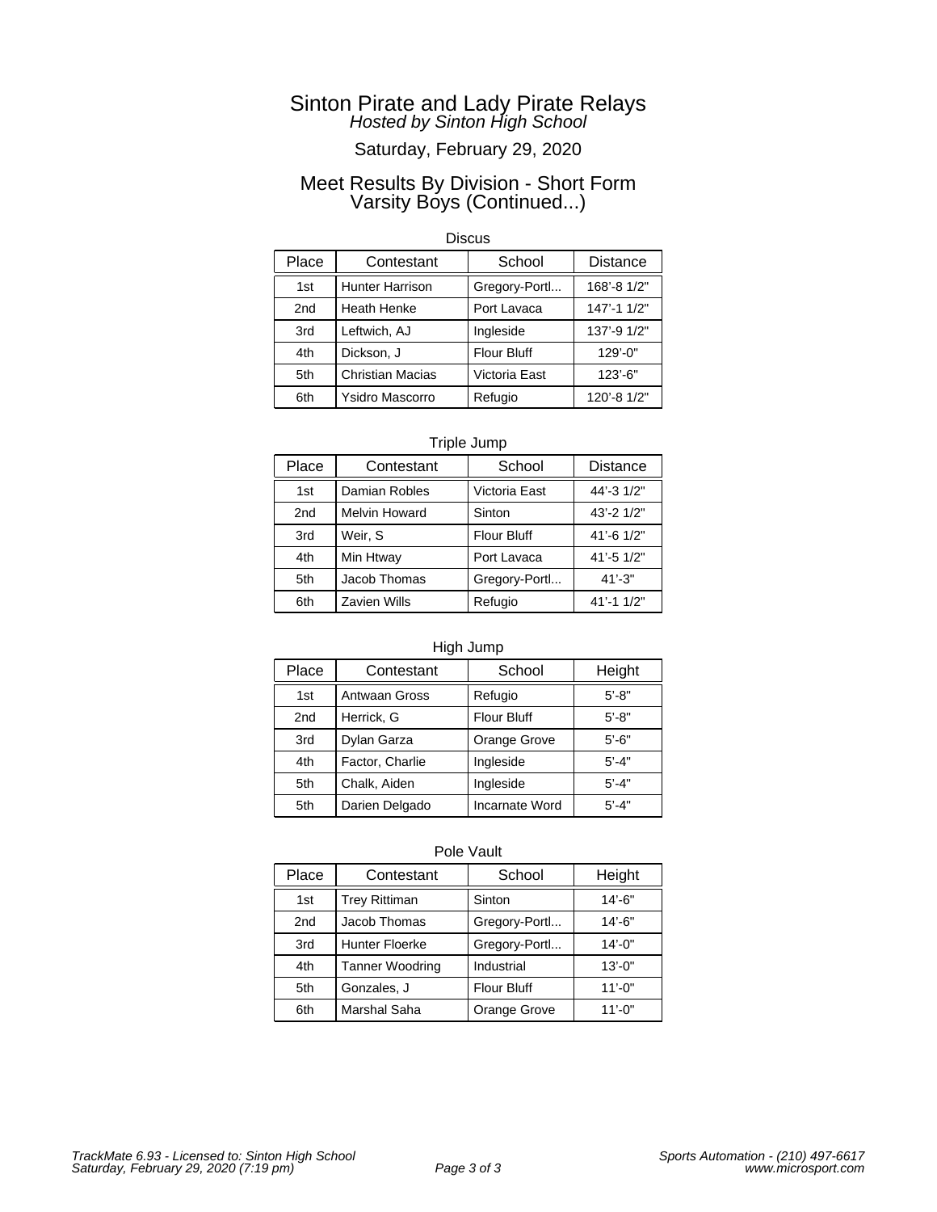# Sinton Pirate and Lady Pirate Relays

*Hosted by Sinton High School*

Saturday, February 29, 2020

## Meet Results By Division - Short Form
## Varsity Boys (Continued...)

### Discus

| Place | Contestant | School | Distance |
|---|---|---|---|
| 1st | Hunter Harrison | Gregory-Portl... | 168'-8 1/2" |
| 2nd | Heath Henke | Port Lavaca | 147'-1 1/2" |
| 3rd | Leftwich, AJ | Ingleside | 137'-9 1/2" |
| 4th | Dickson, J | Flour Bluff | 129'-0" |
| 5th | Christian Macias | Victoria East | 123'-6" |
| 6th | Ysidro Mascorro | Refugio | 120'-8 1/2" |

### Triple Jump

| Place | Contestant | School | Distance |
|---|---|---|---|
| 1st | Damian Robles | Victoria East | 44'-3 1/2" |
| 2nd | Melvin Howard | Sinton | 43'-2 1/2" |
| 3rd | Weir, S | Flour Bluff | 41'-6 1/2" |
| 4th | Min Htway | Port Lavaca | 41'-5 1/2" |
| 5th | Jacob Thomas | Gregory-Portl... | 41'-3" |
| 6th | Zavien Wills | Refugio | 41'-1 1/2" |

### High Jump

| Place | Contestant | School | Height |
|---|---|---|---|
| 1st | Antwaan Gross | Refugio | 5'-8" |
| 2nd | Herrick, G | Flour Bluff | 5'-8" |
| 3rd | Dylan Garza | Orange Grove | 5'-6" |
| 4th | Factor, Charlie | Ingleside | 5'-4" |
| 5th | Chalk, Aiden | Ingleside | 5'-4" |
| 5th | Darien Delgado | Incarnate Word | 5'-4" |

### Pole Vault

| Place | Contestant | School | Height |
|---|---|---|---|
| 1st | Trey Rittiman | Sinton | 14'-6" |
| 2nd | Jacob Thomas | Gregory-Portl... | 14'-6" |
| 3rd | Hunter Floerke | Gregory-Portl... | 14'-0" |
| 4th | Tanner Woodring | Industrial | 13'-0" |
| 5th | Gonzales, J | Flour Bluff | 11'-0" |
| 6th | Marshal Saha | Orange Grove | 11'-0" |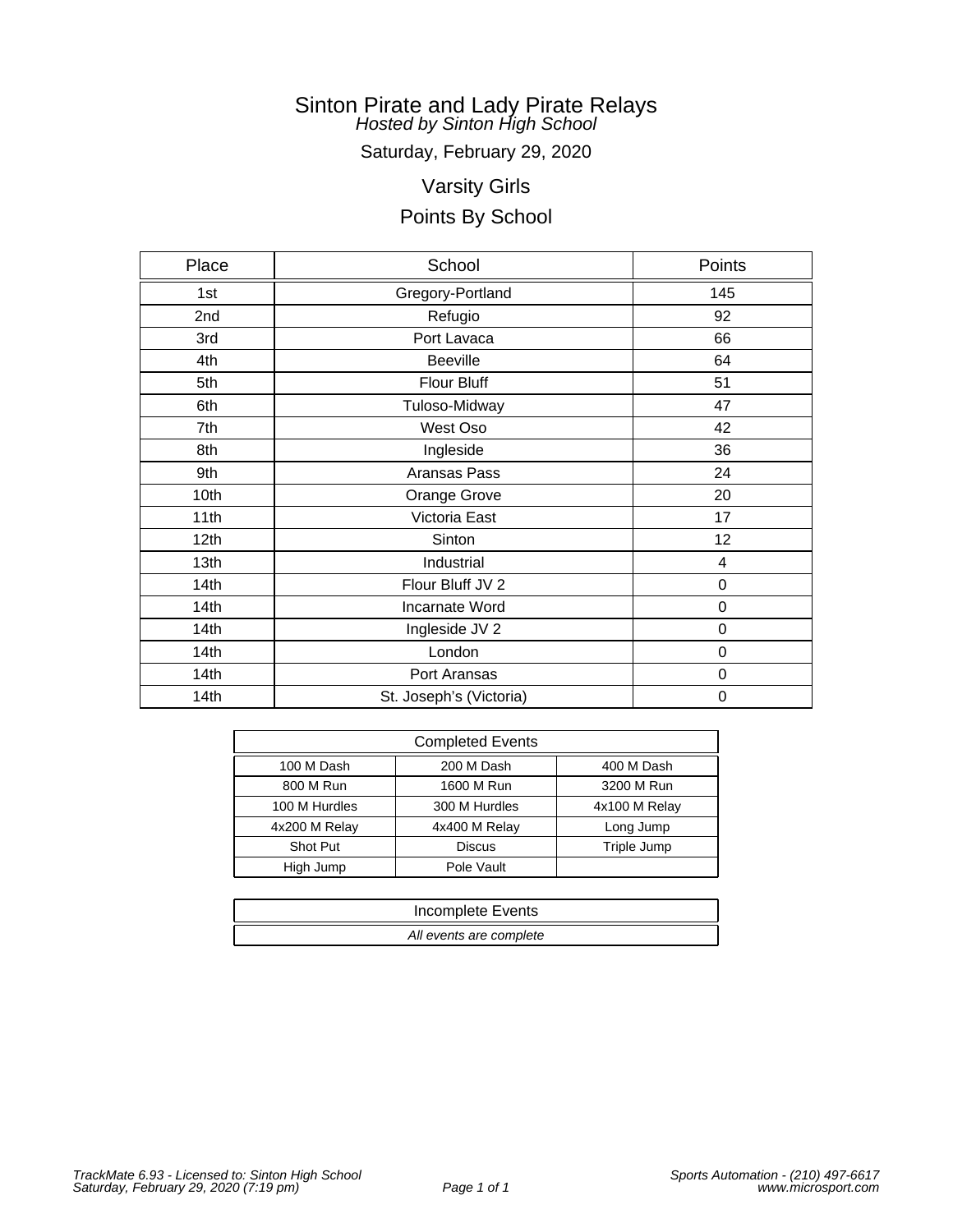# Sinton Pirate and Lady Pirate Relays

*Hosted by Sinton High School*

Saturday, February 29, 2020

## Varsity Girls

## Points By School

| Place | School | Points |
|---|---|---|
| 1st | Gregory-Portland | 145 |
| 2nd | Refugio | 92 |
| 3rd | Port Lavaca | 66 |
| 4th | Beeville | 64 |
| 5th | Flour Bluff | 51 |
| 6th | Tuloso-Midway | 47 |
| 7th | West Oso | 42 |
| 8th | Ingleside | 36 |
| 9th | Aransas Pass | 24 |
| 10th | Orange Grove | 20 |
| 11th | Victoria East | 17 |
| 12th | Sinton | 12 |
| 13th | Industrial | 4 |
| 14th | Flour Bluff JV 2 | 0 |
| 14th | Incarnate Word | 0 |
| 14th | Ingleside JV 2 | 0 |
| 14th | London | 0 |
| 14th | Port Aransas | 0 |
| 14th | St. Joseph's (Victoria) | 0 |

| Completed Events | | |
|---|---|---|
| 100 M Dash | 200 M Dash | 400 M Dash |
| 800 M Run | 1600 M Run | 3200 M Run |
| 100 M Hurdles | 300 M Hurdles | 4x100 M Relay |
| 4x200 M Relay | 4x400 M Relay | Long Jump |
| Shot Put | Discus | Triple Jump |
| High Jump | Pole Vault | |

| Incomplete Events |
|---|
| *All events are complete* |

*TrackMate 6.93 - Licensed to: Sinton High School*
*Saturday, February 29, 2020 (7:19 pm)*

*Sports Automation - (210) 497-6617*
*www.microsport.com*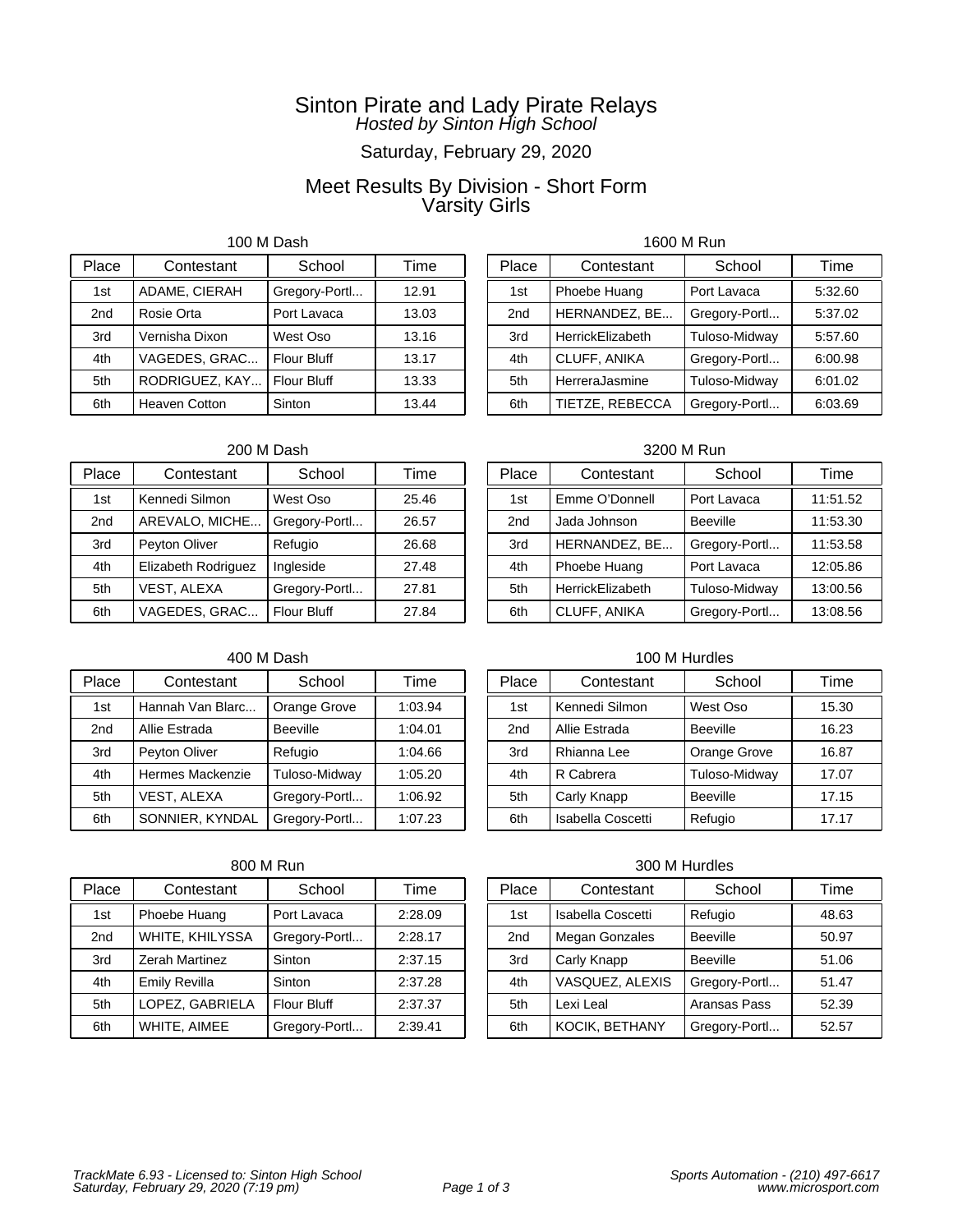# Sinton Pirate and Lady Pirate Relays

*Hosted by Sinton High School*

Saturday, February 29, 2020

## Meet Results By Division - Short Form
## Varsity Girls

### 100 M Dash

| Place | Contestant | School | Time |
|---|---|---|---|
| 1st | ADAME, CIERAH | Gregory-Portl... | 12.91 |
| 2nd | Rosie Orta | Port Lavaca | 13.03 |
| 3rd | Vernisha Dixon | West Oso | 13.16 |
| 4th | VAGEDES, GRAC... | Flour Bluff | 13.17 |
| 5th | RODRIGUEZ, KAY... | Flour Bluff | 13.33 |
| 6th | Heaven Cotton | Sinton | 13.44 |

### 200 M Dash

| Place | Contestant | School | Time |
|---|---|---|---|
| 1st | Kennedi Silmon | West Oso | 25.46 |
| 2nd | AREVALO, MICHE... | Gregory-Portl... | 26.57 |
| 3rd | Peyton Oliver | Refugio | 26.68 |
| 4th | Elizabeth Rodriguez | Ingleside | 27.48 |
| 5th | VEST, ALEXA | Gregory-Portl... | 27.81 |
| 6th | VAGEDES, GRAC... | Flour Bluff | 27.84 |

### 400 M Dash

| Place | Contestant | School | Time |
|---|---|---|---|
| 1st | Hannah Van Blarc... | Orange Grove | 1:03.94 |
| 2nd | Allie Estrada | Beeville | 1:04.01 |
| 3rd | Peyton Oliver | Refugio | 1:04.66 |
| 4th | Hermes Mackenzie | Tuloso-Midway | 1:05.20 |
| 5th | VEST, ALEXA | Gregory-Portl... | 1:06.92 |
| 6th | SONNIER, KYNDAL | Gregory-Portl... | 1:07.23 |

### 800 M Run

| Place | Contestant | School | Time |
|---|---|---|---|
| 1st | Phoebe Huang | Port Lavaca | 2:28.09 |
| 2nd | WHITE, KHILYSSA | Gregory-Portl... | 2:28.17 |
| 3rd | Zerah Martinez | Sinton | 2:37.15 |
| 4th | Emily Revilla | Sinton | 2:37.28 |
| 5th | LOPEZ, GABRIELA | Flour Bluff | 2:37.37 |
| 6th | WHITE, AIMEE | Gregory-Portl... | 2:39.41 |

### 1600 M Run

| Place | Contestant | School | Time |
|---|---|---|---|
| 1st | Phoebe Huang | Port Lavaca | 5:32.60 |
| 2nd | HERNANDEZ, BE... | Gregory-Portl... | 5:37.02 |
| 3rd | HerrickElizabeth | Tuloso-Midway | 5:57.60 |
| 4th | CLUFF, ANIKA | Gregory-Portl... | 6:00.98 |
| 5th | HerreraJasmine | Tuloso-Midway | 6:01.02 |
| 6th | TIETZE, REBECCA | Gregory-Portl... | 6:03.69 |

### 3200 M Run

| Place | Contestant | School | Time |
|---|---|---|---|
| 1st | Emme O'Donnell | Port Lavaca | 11:51.52 |
| 2nd | Jada Johnson | Beeville | 11:53.30 |
| 3rd | HERNANDEZ, BE... | Gregory-Portl... | 11:53.58 |
| 4th | Phoebe Huang | Port Lavaca | 12:05.86 |
| 5th | HerrickElizabeth | Tuloso-Midway | 13:00.56 |
| 6th | CLUFF, ANIKA | Gregory-Portl... | 13:08.56 |

### 100 M Hurdles

| Place | Contestant | School | Time |
|---|---|---|---|
| 1st | Kennedi Silmon | West Oso | 15.30 |
| 2nd | Allie Estrada | Beeville | 16.23 |
| 3rd | Rhianna Lee | Orange Grove | 16.87 |
| 4th | R Cabrera | Tuloso-Midway | 17.07 |
| 5th | Carly Knapp | Beeville | 17.15 |
| 6th | Isabella Coscetti | Refugio | 17.17 |

### 300 M Hurdles

| Place | Contestant | School | Time |
|---|---|---|---|
| 1st | Isabella Coscetti | Refugio | 48.63 |
| 2nd | Megan Gonzales | Beeville | 50.97 |
| 3rd | Carly Knapp | Beeville | 51.06 |
| 4th | VASQUEZ, ALEXIS | Gregory-Portl... | 51.47 |
| 5th | Lexi Leal | Aransas Pass | 52.39 |
| 6th | KOCIK, BETHANY | Gregory-Portl... | 52.57 |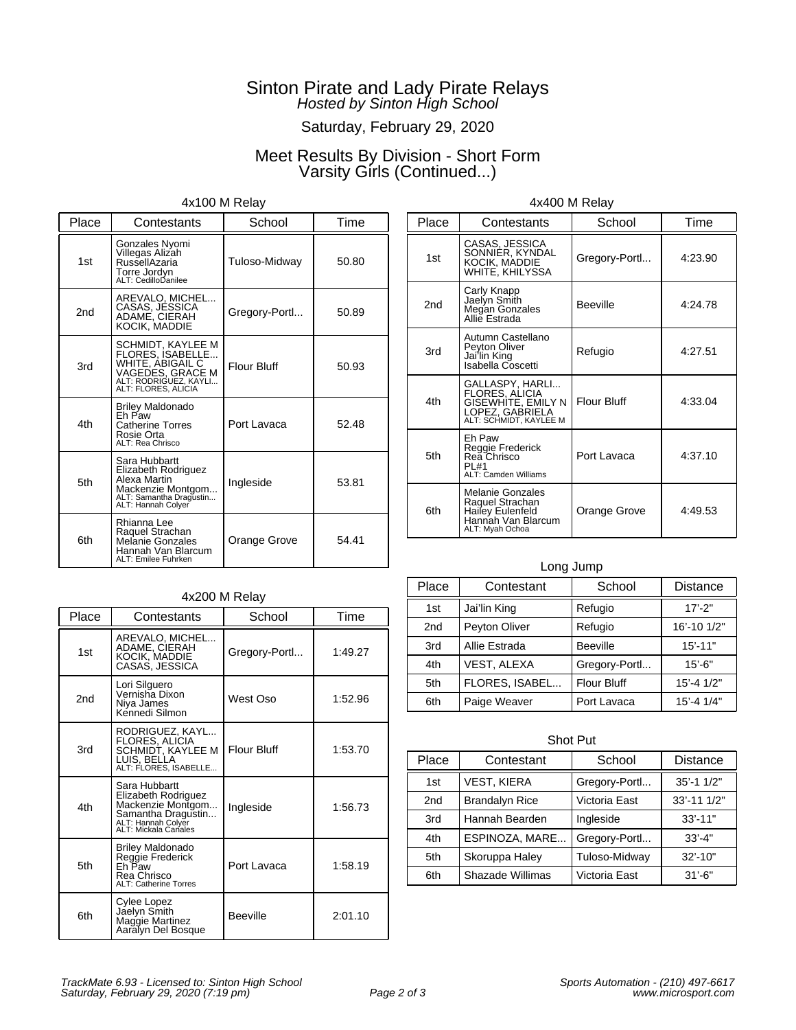# Sinton Pirate and Lady Pirate Relays

*Hosted by Sinton High School*

Saturday, February 29, 2020

## Meet Results By Division - Short Form
## Varsity Girls (Continued...)

### 4x100 M Relay

| Place | Contestants | School | Time |
|---|---|---|---|
| 1st | Gonzales Nyomi, Villegas Alizah, RussellAzaria, Torre Jordyn, ALT: CedilloDanilee | Tuloso-Midway | 50.80 |
| 2nd | AREVALO, MICHEL..., CASAS, JESSICA, ADAME, CIERAH, KOCIK, MADDIE | Gregory-Portl... | 50.89 |
| 3rd | SCHMIDT, KAYLEE M, FLORES, ISABELLE..., WHITE, ABIGAIL C, VAGEDES, GRACE M, ALT: RODRIGUEZ, KAYLI..., ALT: FLORES, ALICIA | Flour Bluff | 50.93 |
| 4th | Briley Maldonado, Eh Paw, Catherine Torres, Rosie Orta, ALT: Rea Chrisco | Port Lavaca | 52.48 |
| 5th | Sara Hubbartt, Elizabeth Rodriguez, Alexa Martin, Mackenzie Montgom..., ALT: Samantha Dragustin..., ALT: Hannah Colyer | Ingleside | 53.81 |
| 6th | Rhianna Lee, Raquel Strachan, Melanie Gonzales, Hannah Van Blarcum, ALT: Emilee Fuhrken | Orange Grove | 54.41 |

### 4x200 M Relay

| Place | Contestants | School | Time |
|---|---|---|---|
| 1st | AREVALO, MICHEL..., ADAME, CIERAH, KOCIK, MADDIE, CASAS, JESSICA | Gregory-Portl... | 1:49.27 |
| 2nd | Lori Silguero, Vernisha Dixon, Niya James, Kennedi Silmon | West Oso | 1:52.96 |
| 3rd | RODRIGUEZ, KAYL..., FLORES, ALICIA, SCHMIDT, KAYLEE M, LUIS, BELLA, ALT: FLORES, ISABELLE... | Flour Bluff | 1:53.70 |
| 4th | Sara Hubbartt, Elizabeth Rodriguez, Mackenzie Montgom..., Samantha Dragustin..., ALT: Hannah Colyer, ALT: Mickala Canales | Ingleside | 1:56.73 |
| 5th | Briley Maldonado, Reggie Frederick, Eh Paw, Rea Chrisco, ALT: Catherine Torres | Port Lavaca | 1:58.19 |
| 6th | Cylee Lopez, Jaelyn Smith, Maggie Martinez, Aaralyn Del Bosque | Beeville | 2:01.10 |

### 4x400 M Relay

| Place | Contestants | School | Time |
|---|---|---|---|
| 1st | CASAS, JESSICA, SONNIER, KYNDAL, KOCIK, MADDIE, WHITE, KHILYSSA | Gregory-Portl... | 4:23.90 |
| 2nd | Carly Knapp, Jaelyn Smith, Megan Gonzales, Allie Estrada | Beeville | 4:24.78 |
| 3rd | Autumn Castellano, Peyton Oliver, Jai'lin King, Isabella Coscetti | Refugio | 4:27.51 |
| 4th | GALLASPY, HARLI..., FLORES, ALICIA, GISEWHITE, EMILY N, LOPEZ, GABRIELA, ALT: SCHMIDT, KAYLEE M | Flour Bluff | 4:33.04 |
| 5th | Eh Paw, Reggie Frederick, Rea Chrisco, PL#1, ALT: Camden Williams | Port Lavaca | 4:37.10 |
| 6th | Melanie Gonzales, Raquel Strachan, Hailey Eulenfeld, Hannah Van Blarcum, ALT: Myah Ochoa | Orange Grove | 4:49.53 |

### Long Jump

| Place | Contestant | School | Distance |
|---|---|---|---|
| 1st | Jai'lin King | Refugio | 17'-2" |
| 2nd | Peyton Oliver | Refugio | 16'-10 1/2" |
| 3rd | Allie Estrada | Beeville | 15'-11" |
| 4th | VEST, ALEXA | Gregory-Portl... | 15'-6" |
| 5th | FLORES, ISABEL... | Flour Bluff | 15'-4 1/2" |
| 6th | Paige Weaver | Port Lavaca | 15'-4 1/4" |

### Shot Put

| Place | Contestant | School | Distance |
|---|---|---|---|
| 1st | VEST, KIERA | Gregory-Portl... | 35'-1 1/2" |
| 2nd | Brandalyn Rice | Victoria East | 33'-11 1/2" |
| 3rd | Hannah Bearden | Ingleside | 33'-11" |
| 4th | ESPINOZA, MARE... | Gregory-Portl... | 33'-4" |
| 5th | Skoruppa Haley | Tuloso-Midway | 32'-10" |
| 6th | Shazade Willimas | Victoria East | 31'-6" |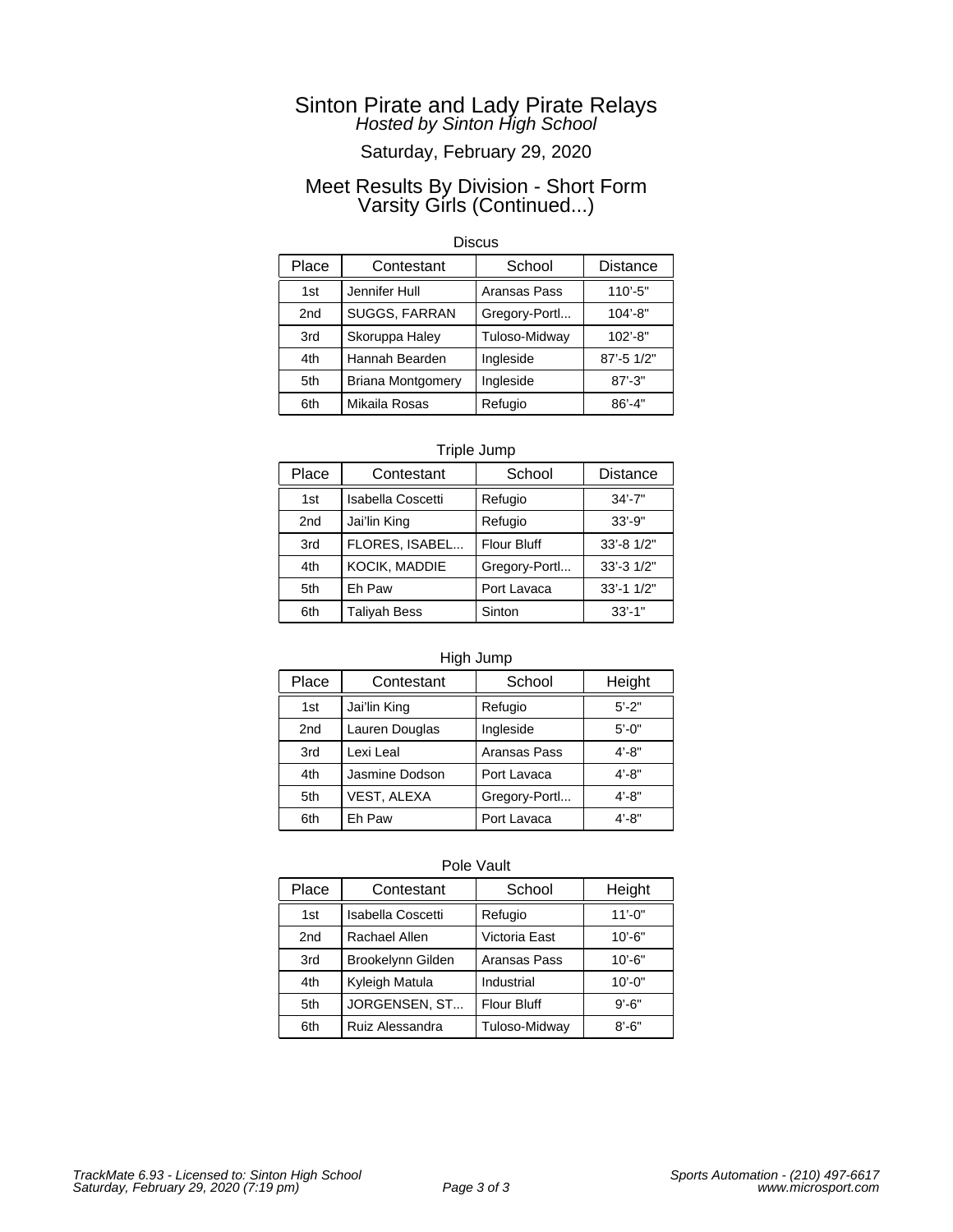# Sinton Pirate and Lady Pirate Relays

*Hosted by Sinton High School*

Saturday, February 29, 2020

## Meet Results By Division - Short Form
## Varsity Girls (Continued...)

### Discus

| Place | Contestant | School | Distance |
|---|---|---|---|
| 1st | Jennifer Hull | Aransas Pass | 110'-5" |
| 2nd | SUGGS, FARRAN | Gregory-Portl... | 104'-8" |
| 3rd | Skoruppa Haley | Tuloso-Midway | 102'-8" |
| 4th | Hannah Bearden | Ingleside | 87'-5 1/2" |
| 5th | Briana Montgomery | Ingleside | 87'-3" |
| 6th | Mikaila Rosas | Refugio | 86'-4" |

### Triple Jump

| Place | Contestant | School | Distance |
|---|---|---|---|
| 1st | Isabella Coscetti | Refugio | 34'-7" |
| 2nd | Jai'lin King | Refugio | 33'-9" |
| 3rd | FLORES, ISABEL... | Flour Bluff | 33'-8 1/2" |
| 4th | KOCIK, MADDIE | Gregory-Portl... | 33'-3 1/2" |
| 5th | Eh Paw | Port Lavaca | 33'-1 1/2" |
| 6th | Taliyah Bess | Sinton | 33'-1" |

### High Jump

| Place | Contestant | School | Height |
|---|---|---|---|
| 1st | Jai'lin King | Refugio | 5'-2" |
| 2nd | Lauren Douglas | Ingleside | 5'-0" |
| 3rd | Lexi Leal | Aransas Pass | 4'-8" |
| 4th | Jasmine Dodson | Port Lavaca | 4'-8" |
| 5th | VEST, ALEXA | Gregory-Portl... | 4'-8" |
| 6th | Eh Paw | Port Lavaca | 4'-8" |

### Pole Vault

| Place | Contestant | School | Height |
|---|---|---|---|
| 1st | Isabella Coscetti | Refugio | 11'-0" |
| 2nd | Rachael Allen | Victoria East | 10'-6" |
| 3rd | Brookelynn Gilden | Aransas Pass | 10'-6" |
| 4th | Kyleigh Matula | Industrial | 10'-0" |
| 5th | JORGENSEN, ST... | Flour Bluff | 9'-6" |
| 6th | Ruiz Alessandra | Tuloso-Midway | 8'-6" |